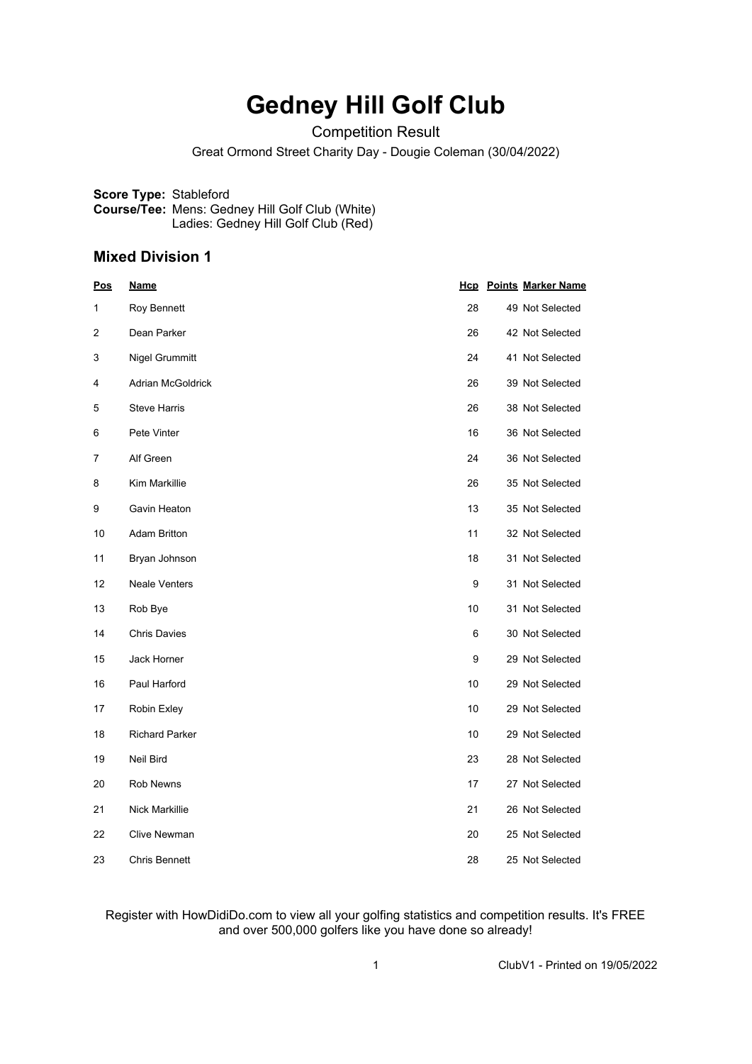# Gedney Hill Golf Club

Competition Result

Great Ormond Street Charity Day - Dougie Coleman (30/04/2022)

**Score Type:** Stableford
**Course/Tee:** Mens: Gedney Hill Golf Club (White)
Ladies: Gedney Hill Golf Club (Red)

## Mixed Division 1

| Pos | Name | Hcp | Points | Marker Name |
|---|---|---|---|---|
| 1 | Roy Bennett | 28 | 49 | Not Selected |
| 2 | Dean Parker | 26 | 42 | Not Selected |
| 3 | Nigel Grummitt | 24 | 41 | Not Selected |
| 4 | Adrian McGoldrick | 26 | 39 | Not Selected |
| 5 | Steve Harris | 26 | 38 | Not Selected |
| 6 | Pete Vinter | 16 | 36 | Not Selected |
| 7 | Alf Green | 24 | 36 | Not Selected |
| 8 | Kim Markillie | 26 | 35 | Not Selected |
| 9 | Gavin Heaton | 13 | 35 | Not Selected |
| 10 | Adam Britton | 11 | 32 | Not Selected |
| 11 | Bryan Johnson | 18 | 31 | Not Selected |
| 12 | Neale Venters | 9 | 31 | Not Selected |
| 13 | Rob Bye | 10 | 31 | Not Selected |
| 14 | Chris Davies | 6 | 30 | Not Selected |
| 15 | Jack Horner | 9 | 29 | Not Selected |
| 16 | Paul Harford | 10 | 29 | Not Selected |
| 17 | Robin Exley | 10 | 29 | Not Selected |
| 18 | Richard Parker | 10 | 29 | Not Selected |
| 19 | Neil Bird | 23 | 28 | Not Selected |
| 20 | Rob Newns | 17 | 27 | Not Selected |
| 21 | Nick Markillie | 21 | 26 | Not Selected |
| 22 | Clive Newman | 20 | 25 | Not Selected |
| 23 | Chris Bennett | 28 | 25 | Not Selected |

Register with HowDidiDo.com to view all your golfing statistics and competition results. It's FREE and over 500,000 golfers like you have done so already!

ClubV1 - Printed on 19/05/2022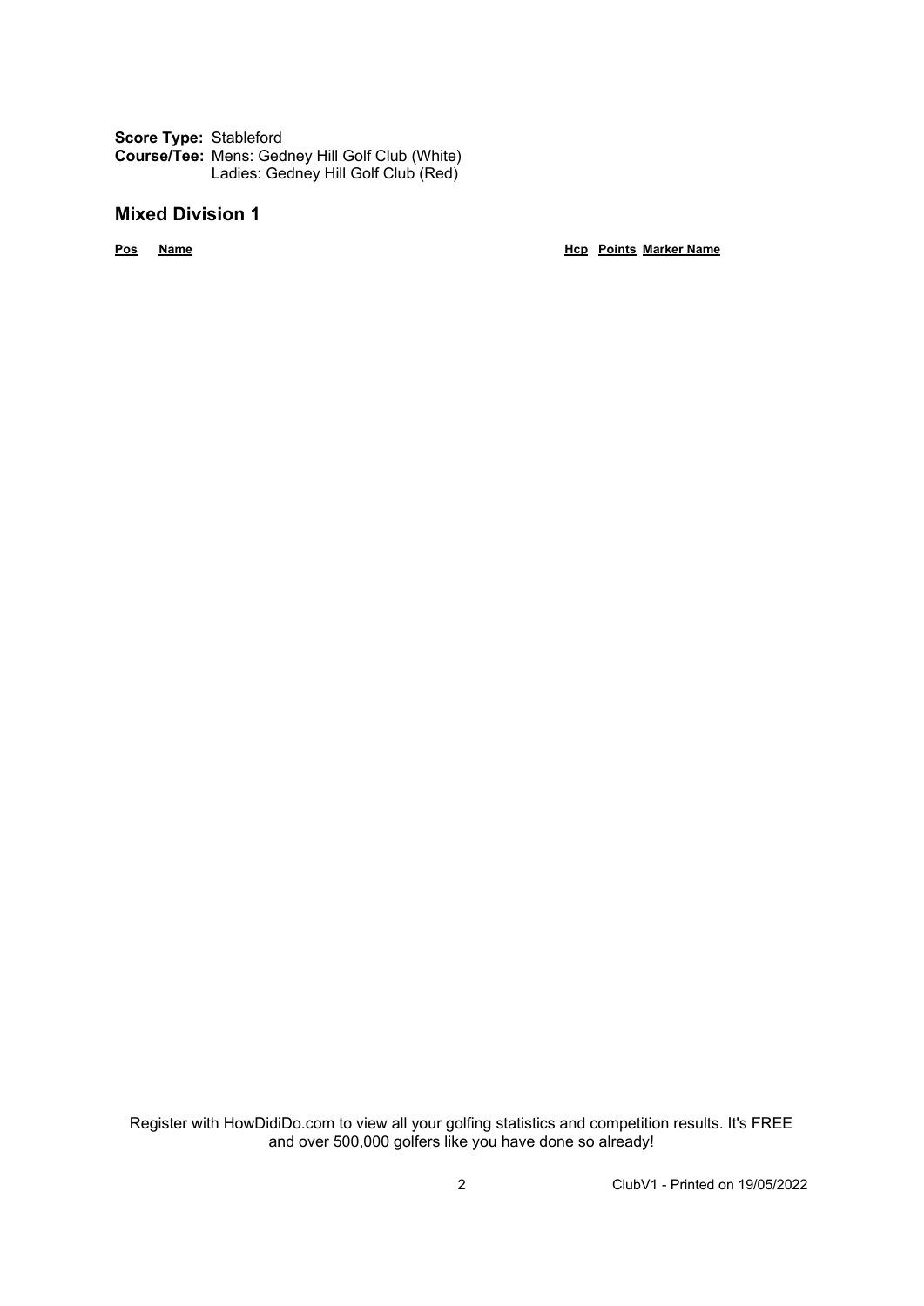**Score Type:** Stableford
**Course/Tee:** Mens: Gedney Hill Golf Club (White)
Ladies: Gedney Hill Golf Club (Red)

## Mixed Division 1

| Pos | Name | Hcp | Points | Marker Name |
| --- | --- | --- | --- | --- |

Register with HowDidiDo.com to view all your golfing statistics and competition results. It's FREE and over 500,000 golfers like you have done so already!

ClubV1 - Printed on 19/05/2022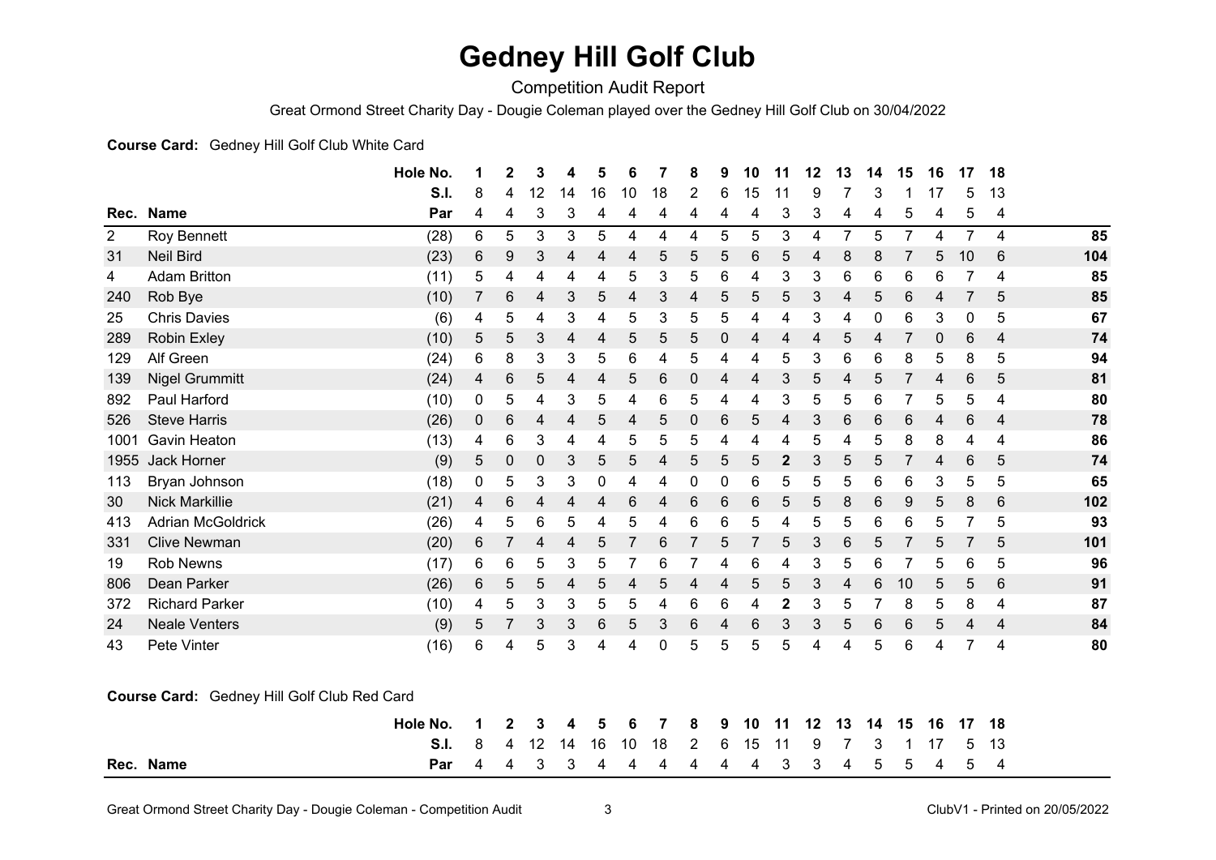# Gedney Hill Golf Club

Competition Audit Report

Great Ormond Street Charity Day - Dougie Coleman played over the Gedney Hill Golf Club on 30/04/2022

**Course Card:** Gedney Hill Golf Club White Card

| | | Hole No. | 1 | 2 | 3 | 4 | 5 | 6 | 7 | 8 | 9 | 10 | 11 | 12 | 13 | 14 | 15 | 16 | 17 | 18 | |
|---|---|---|---|---|---|---|---|---|---|---|---|---|---|---|---|---|---|---|---|---|---|
| | | S.I. | 8 | 4 | 12 | 14 | 16 | 10 | 18 | 2 | 6 | 15 | 11 | 9 | 7 | 3 | 1 | 17 | 5 | 13 | |
| **Rec.** | **Name** | **Par** | 4 | 4 | 3 | 3 | 4 | 4 | 4 | 4 | 4 | 4 | 3 | 3 | 4 | 4 | 5 | 4 | 5 | 4 | |
| 2 | Roy Bennett | (28) | 6 | 5 | 3 | 3 | 5 | 4 | 4 | 4 | 5 | 5 | 3 | 4 | 7 | 5 | 7 | 4 | 7 | 4 | **85** |
| 31 | Neil Bird | (23) | 6 | 9 | 3 | 4 | 4 | 4 | 5 | 5 | 5 | 6 | 5 | 4 | 8 | 8 | 7 | 5 | 10 | 6 | **104** |
| 4 | Adam Britton | (11) | 5 | 4 | 4 | 4 | 4 | 5 | 3 | 5 | 6 | 4 | 3 | 3 | 6 | 6 | 6 | 6 | 7 | 4 | **85** |
| 240 | Rob Bye | (10) | 7 | 6 | 4 | 3 | 5 | 4 | 3 | 4 | 5 | 5 | 5 | 3 | 4 | 5 | 6 | 4 | 7 | 5 | **85** |
| 25 | Chris Davies | (6) | 4 | 5 | 4 | 3 | 4 | 5 | 3 | 5 | 5 | 4 | 4 | 3 | 4 | 0 | 6 | 3 | 0 | 5 | **67** |
| 289 | Robin Exley | (10) | 5 | 5 | 3 | 4 | 4 | 5 | 5 | 5 | 0 | 4 | 4 | 4 | 5 | 4 | 7 | 0 | 6 | 4 | **74** |
| 129 | Alf Green | (24) | 6 | 8 | 3 | 3 | 5 | 6 | 4 | 5 | 4 | 4 | 5 | 3 | 6 | 6 | 8 | 5 | 8 | 5 | **94** |
| 139 | Nigel Grummitt | (24) | 4 | 6 | 5 | 4 | 4 | 5 | 6 | 0 | 4 | 4 | 3 | 5 | 4 | 5 | 7 | 4 | 6 | 5 | **81** |
| 892 | Paul Harford | (10) | 0 | 5 | 4 | 3 | 5 | 4 | 6 | 5 | 4 | 4 | 3 | 5 | 5 | 6 | 7 | 5 | 5 | 4 | **80** |
| 526 | Steve Harris | (26) | 0 | 6 | 4 | 4 | 5 | 4 | 5 | 0 | 6 | 5 | 4 | 3 | 6 | 6 | 6 | 4 | 6 | 4 | **78** |
| 1001 | Gavin Heaton | (13) | 4 | 6 | 3 | 4 | 4 | 5 | 5 | 5 | 4 | 4 | 4 | 5 | 4 | 5 | 8 | 8 | 4 | 4 | **86** |
| 1955 | Jack Horner | (9) | 5 | 0 | 0 | 3 | 5 | 5 | 4 | 5 | 5 | 5 | **2** | 3 | 5 | 5 | 7 | 4 | 6 | 5 | **74** |
| 113 | Bryan Johnson | (18) | 0 | 5 | 3 | 3 | 0 | 4 | 4 | 0 | 0 | 6 | 5 | 5 | 5 | 6 | 6 | 3 | 5 | 5 | **65** |
| 30 | Nick Markillie | (21) | 4 | 6 | 4 | 4 | 4 | 6 | 4 | 6 | 6 | 6 | 5 | 5 | 8 | 6 | 9 | 5 | 8 | 6 | **102** |
| 413 | Adrian McGoldrick | (26) | 4 | 5 | 6 | 5 | 4 | 5 | 4 | 6 | 6 | 5 | 4 | 5 | 5 | 6 | 6 | 5 | 7 | 5 | **93** |
| 331 | Clive Newman | (20) | 6 | 7 | 4 | 4 | 5 | 7 | 6 | 7 | 5 | 7 | 5 | 3 | 6 | 5 | 7 | 5 | 7 | 5 | **101** |
| 19 | Rob Newns | (17) | 6 | 6 | 5 | 3 | 5 | 7 | 6 | 7 | 4 | 6 | 4 | 3 | 5 | 6 | 7 | 5 | 6 | 5 | **96** |
| 806 | Dean Parker | (26) | 6 | 5 | 5 | 4 | 5 | 4 | 5 | 4 | 4 | 5 | 5 | 3 | 4 | 6 | 10 | 5 | 5 | 6 | **91** |
| 372 | Richard Parker | (10) | 4 | 5 | 3 | 3 | 5 | 5 | 4 | 6 | 6 | 4 | **2** | 3 | 5 | 7 | 8 | 5 | 8 | 4 | **87** |
| 24 | Neale Venters | (9) | 5 | 7 | 3 | 3 | 6 | 5 | 3 | 6 | 4 | 6 | 3 | 3 | 5 | 6 | 6 | 5 | 4 | 4 | **84** |
| 43 | Pete Vinter | (16) | 6 | 4 | 5 | 3 | 4 | 4 | 0 | 5 | 5 | 5 | 5 | 4 | 4 | 5 | 6 | 4 | 7 | 4 | **80** |

**Course Card:** Gedney Hill Golf Club Red Card

| | | Hole No. | 1 | 2 | 3 | 4 | 5 | 6 | 7 | 8 | 9 | 10 | 11 | 12 | 13 | 14 | 15 | 16 | 17 | 18 |
|---|---|---|---|---|---|---|---|---|---|---|---|---|---|---|---|---|---|---|---|---|
| | | S.I. | 8 | 4 | 12 | 14 | 16 | 10 | 18 | 2 | 6 | 15 | 11 | 9 | 7 | 3 | 1 | 17 | 5 | 13 |
| **Rec.** | **Name** | **Par** | 4 | 4 | 3 | 3 | 4 | 4 | 4 | 4 | 4 | 4 | 3 | 3 | 4 | 5 | 5 | 4 | 5 | 4 |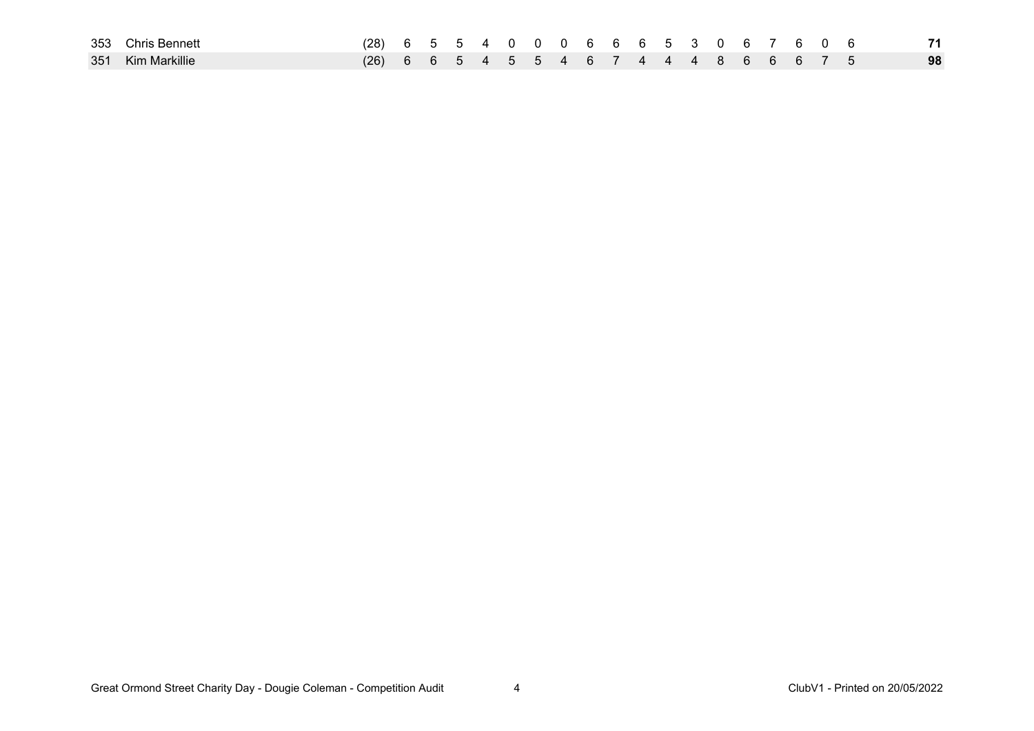| | | | | | | | | | | | | | | | | | | | | | |
|---|---|---|---|---|---|---|---|---|---|---|---|---|---|---|---|---|---|---|---|---|---|
| 353 | Chris Bennett | (28) | 6 | 5 | 5 | 4 | 0 | 0 | 0 | 6 | 6 | 6 | 5 | 3 | 0 | 6 | 7 | 6 | 0 | 6 | **71** |
| 351 | Kim Markillie | (26) | 6 | 6 | 5 | 4 | 5 | 5 | 4 | 6 | 7 | 4 | 4 | 4 | 8 | 6 | 6 | 6 | 7 | 5 | **98** |